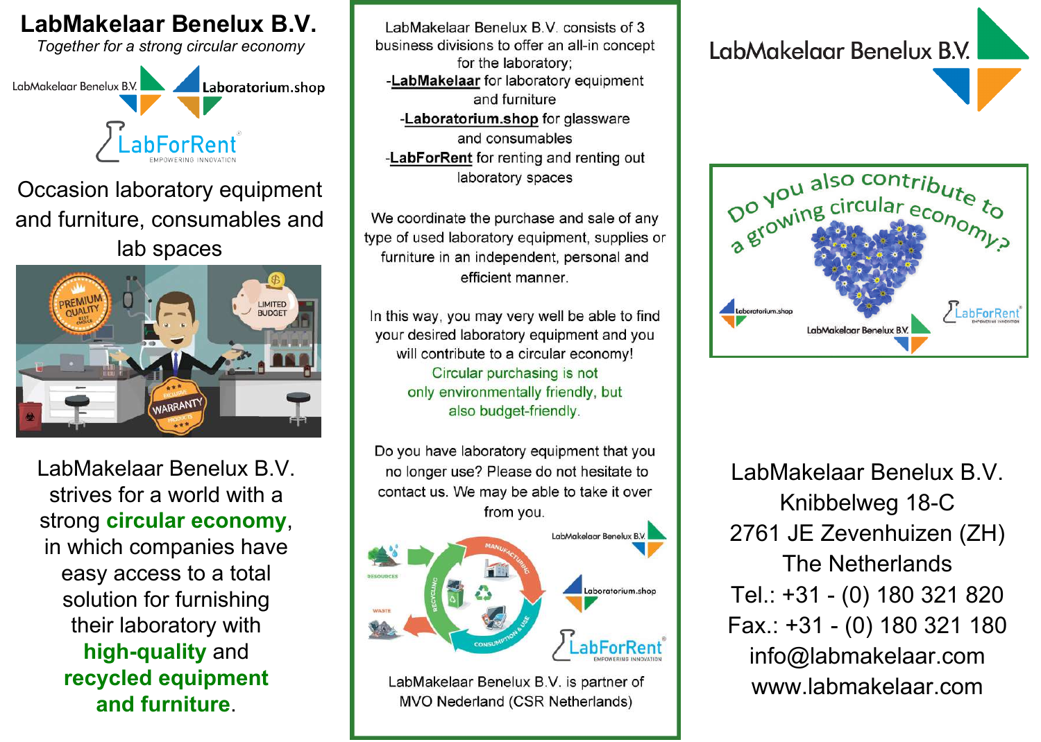# LabMakelaar Benelux B.V.

*Together for a strong circular economy*

Occasion laboratory equipment and furniture, consumables and lab spaces

LabMakelaar Benelux B.V. strives for a world with a strong **circular economy**, in which companies have easy access to a total solution for furnishing their laboratory with **high-quality** and **recycled equipment and furniture**.

LabMakelaar Benelux B.V. consists of 3 business divisions to offer an all-in concept for the laboratory;

- **LabMakelaar** for laboratory equipment and furniture
- **Laboratorium.shop** for glassware and consumables
- **LabForRent** for renting and renting out laboratory spaces

We coordinate the purchase and sale of any type of used laboratory equipment, supplies or furniture in an independent, personal and efficient manner.

In this way, you may very well be able to find your desired laboratory equipment and you will contribute to a circular economy! Circular purchasing is not only environmentally friendly, but also budget-friendly.

Do you have laboratory equipment that you no longer use? Please do not hesitate to contact us. We may be able to take it over from you.

LabMakelaar Benelux B.V. is partner of MVO Nederland (CSR Netherlands)

## LabMakelaar Benelux B.V.

Do you also contribute to a growing circular economy?

LabMakelaar Benelux B.V.
Knibbelweg 18-C
2761 JE Zevenhuizen (ZH)
The Netherlands
Tel.: +31 - (0) 180 321 820
Fax.: +31 - (0) 180 321 180
info@labmakelaar.com
www.labmakelaar.com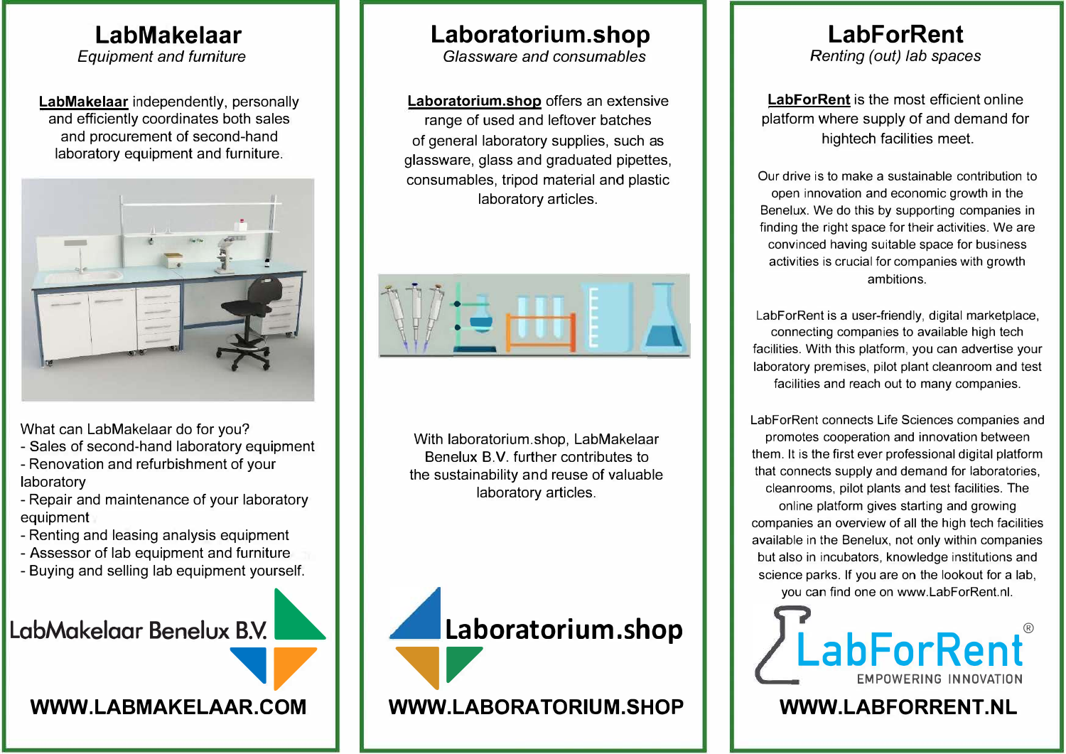## LabMakelaar

*Equipment and furniture*

**LabMakelaar** independently, personally and efficiently coordinates both sales and procurement of second-hand laboratory equipment and furniture.

What can LabMakelaar do for you?

- Sales of second-hand laboratory equipment
- Renovation and refurbishment of your laboratory
- Repair and maintenance of your laboratory equipment
- Renting and leasing analysis equipment
- Assessor of lab equipment and furniture
- Buying and selling lab equipment yourself.

LabMakelaar Benelux B.V.

**WWW.LABMAKELAAR.COM**

## Laboratorium.shop

*Glassware and consumables*

**Laboratorium.shop** offers an extensive range of used and leftover batches of general laboratory supplies, such as glassware, glass and graduated pipettes, consumables, tripod material and plastic laboratory articles.

With laboratorium.shop, LabMakelaar Benelux B.V. further contributes to the sustainability and reuse of valuable laboratory articles.

Laboratorium.shop

**WWW.LABORATORIUM.SHOP**

## LabForRent

*Renting (out) lab spaces*

**LabForRent** is the most efficient online platform where supply of and demand for hightech facilities meet.

Our drive is to make a sustainable contribution to open innovation and economic growth in the Benelux. We do this by supporting companies in finding the right space for their activities. We are convinced having suitable space for business activities is crucial for companies with growth ambitions.

LabForRent is a user-friendly, digital marketplace, connecting companies to available high tech facilities. With this platform, you can advertise your laboratory premises, pilot plant cleanroom and test facilities and reach out to many companies.

LabForRent connects Life Sciences companies and promotes cooperation and innovation between them. It is the first ever professional digital platform that connects supply and demand for laboratories, cleanrooms, pilot plants and test facilities. The online platform gives starting and growing companies an overview of all the high tech facilities available in the Benelux, not only within companies but also in incubators, knowledge institutions and science parks. If you are on the lookout for a lab, you can find one on www.LabForRent.nl.

LabForRent®
EMPOWERING INNOVATION

**WWW.LABFORRENT.NL**